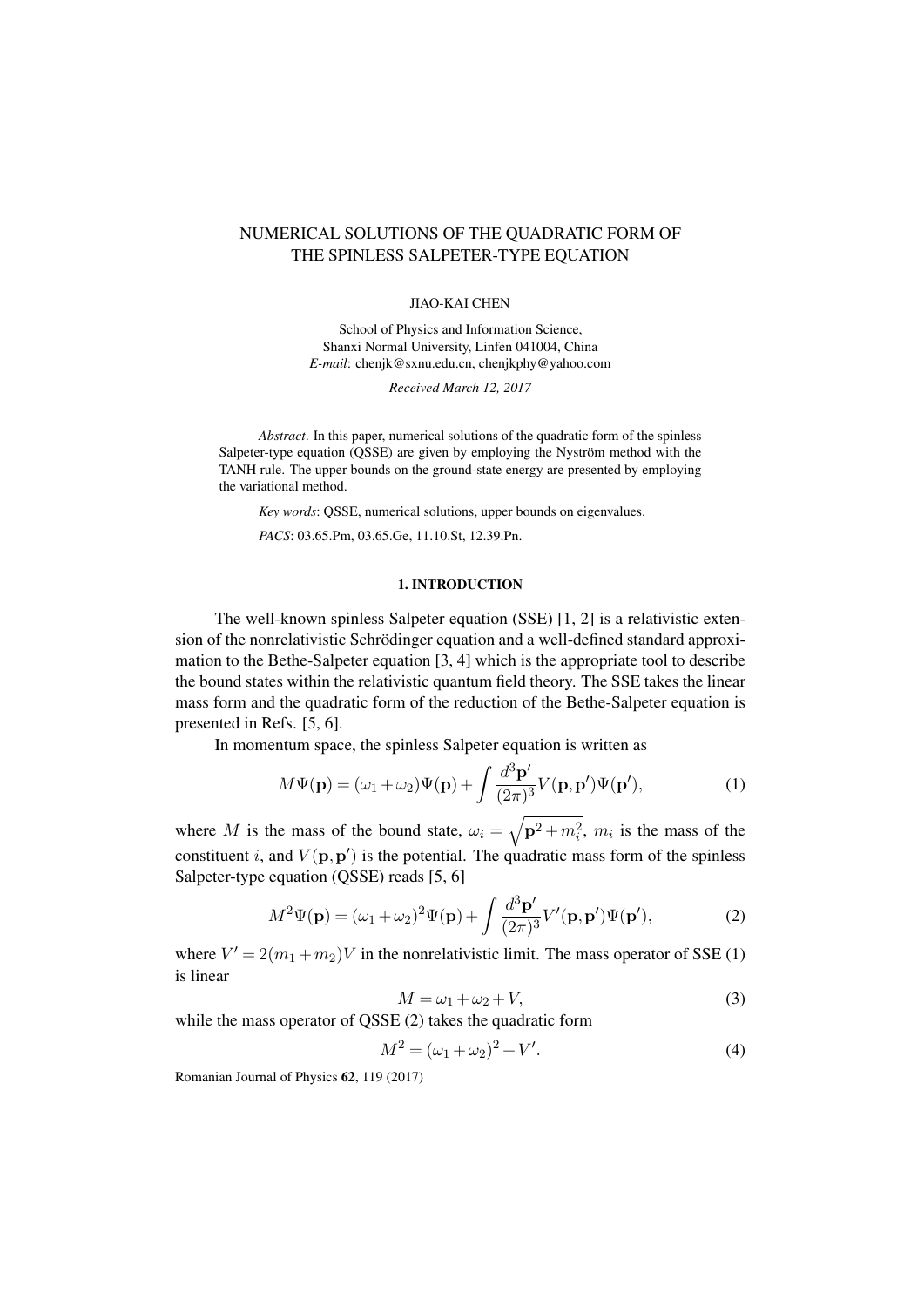# NUMERICAL SOLUTIONS OF THE QUADRATIC FORM OF THE SPINLESS SALPETER-TYPE EQUATION

JIAO-KAI CHEN

School of Physics and Information Science,
Shanxi Normal University, Linfen 041004, China
*E-mail*: chenjk@sxnu.edu.cn, chenjkphy@yahoo.com

*Received March 12, 2017*

*Abstract*. In this paper, numerical solutions of the quadratic form of the spinless Salpeter-type equation (QSSE) are given by employing the Nyström method with the TANH rule. The upper bounds on the ground-state energy are presented by employing the variational method.

*Key words*: QSSE, numerical solutions, upper bounds on eigenvalues.

*PACS*: 03.65.Pm, 03.65.Ge, 11.10.St, 12.39.Pn.

## 1. INTRODUCTION

The well-known spinless Salpeter equation (SSE) [1, 2] is a relativistic extension of the nonrelativistic Schrödinger equation and a well-defined standard approximation to the Bethe-Salpeter equation [3, 4] which is the appropriate tool to describe the bound states within the relativistic quantum field theory. The SSE takes the linear mass form and the quadratic form of the reduction of the Bethe-Salpeter equation is presented in Refs. [5, 6].

In momentum space, the spinless Salpeter equation is written as

$$M\Psi(\mathbf{p}) = (\omega_1 + \omega_2)\Psi(\mathbf{p}) + \int \frac{d^3\mathbf{p}'}{(2\pi)^3} V(\mathbf{p},\mathbf{p}')\Psi(\mathbf{p}'), \tag{1}$$

where $M$ is the mass of the bound state, $\omega_i = \sqrt{\mathbf{p}^2 + m_i^2}$, $m_i$ is the mass of the constituent $i$, and $V(\mathbf{p},\mathbf{p}')$ is the potential. The quadratic mass form of the spinless Salpeter-type equation (QSSE) reads [5, 6]

$$M^2\Psi(\mathbf{p}) = (\omega_1 + \omega_2)^2\Psi(\mathbf{p}) + \int \frac{d^3\mathbf{p}'}{(2\pi)^3} V'(\mathbf{p},\mathbf{p}')\Psi(\mathbf{p}'), \tag{2}$$

where $V' = 2(m_1 + m_2)V$ in the nonrelativistic limit. The mass operator of SSE (1) is linear

$$M = \omega_1 + \omega_2 + V, \tag{3}$$

while the mass operator of QSSE (2) takes the quadratic form

$$M^2 = (\omega_1 + \omega_2)^2 + V'. \tag{4}$$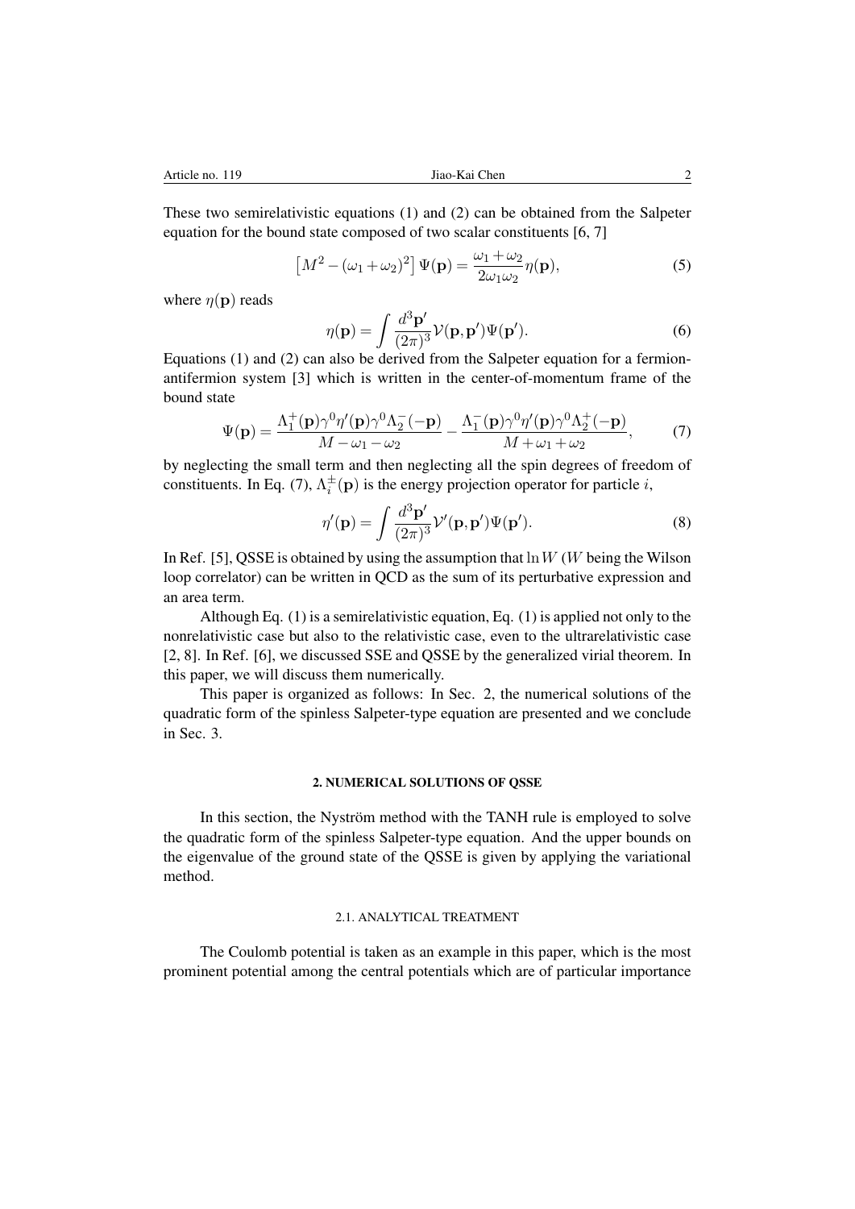These two semirelativistic equations (1) and (2) can be obtained from the Salpeter equation for the bound state composed of two scalar constituents [6, 7]

$$\left[M^2 - (\omega_1 + \omega_2)^2\right] \Psi(\mathbf{p}) = \frac{\omega_1 + \omega_2}{2\omega_1 \omega_2} \eta(\mathbf{p}), \tag{5}$$

where $\eta(\mathbf{p})$ reads

$$\eta(\mathbf{p}) = \int \frac{d^3\mathbf{p}'}{(2\pi)^3} \mathcal{V}(\mathbf{p}, \mathbf{p}') \Psi(\mathbf{p}'). \tag{6}$$

Equations (1) and (2) can also be derived from the Salpeter equation for a fermion-antifermion system [3] which is written in the center-of-momentum frame of the bound state

$$\Psi(\mathbf{p}) = \frac{\Lambda_1^+(\mathbf{p})\gamma^0 \eta'(\mathbf{p})\gamma^0 \Lambda_2^-(-\mathbf{p})}{M - \omega_1 - \omega_2} - \frac{\Lambda_1^-(\mathbf{p})\gamma^0 \eta'(\mathbf{p})\gamma^0 \Lambda_2^+(-\mathbf{p})}{M + \omega_1 + \omega_2}, \tag{7}$$

by neglecting the small term and then neglecting all the spin degrees of freedom of constituents. In Eq. (7), $\Lambda_i^{\pm}(\mathbf{p})$ is the energy projection operator for particle $i$,

$$\eta'(\mathbf{p}) = \int \frac{d^3\mathbf{p}'}{(2\pi)^3} \mathcal{V}'(\mathbf{p}, \mathbf{p}') \Psi(\mathbf{p}'). \tag{8}$$

In Ref. [5], QSSE is obtained by using the assumption that $\ln W$ ($W$ being the Wilson loop correlator) can be written in QCD as the sum of its perturbative expression and an area term.

Although Eq. (1) is a semirelativistic equation, Eq. (1) is applied not only to the nonrelativistic case but also to the relativistic case, even to the ultrarelativistic case [2, 8]. In Ref. [6], we discussed SSE and QSSE by the generalized virial theorem. In this paper, we will discuss them numerically.

This paper is organized as follows: In Sec. 2, the numerical solutions of the quadratic form of the spinless Salpeter-type equation are presented and we conclude in Sec. 3.

## 2. NUMERICAL SOLUTIONS OF QSSE

In this section, the Nyström method with the TANH rule is employed to solve the quadratic form of the spinless Salpeter-type equation. And the upper bounds on the eigenvalue of the ground state of the QSSE is given by applying the variational method.

### 2.1. ANALYTICAL TREATMENT

The Coulomb potential is taken as an example in this paper, which is the most prominent potential among the central potentials which are of particular importance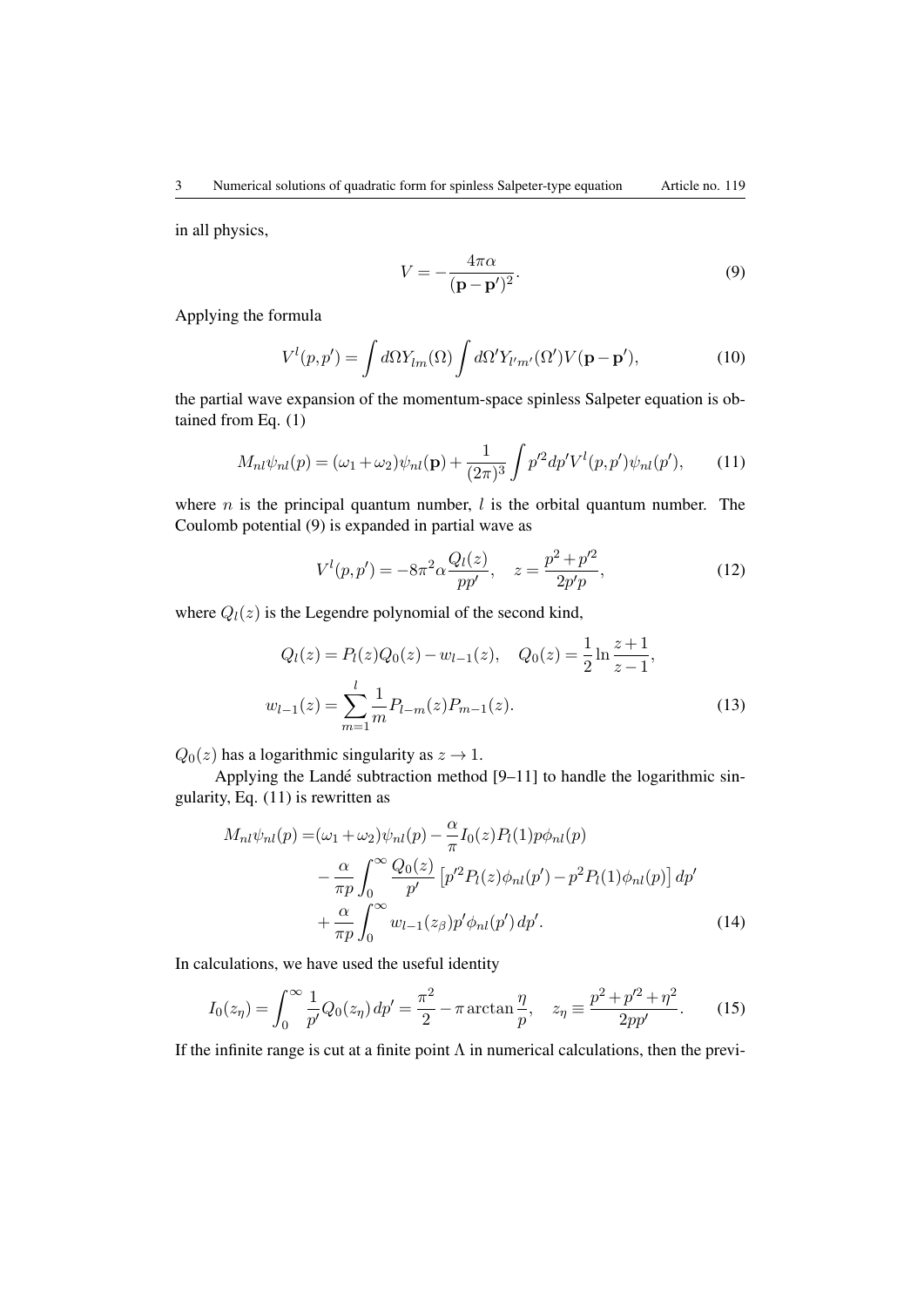in all physics,

$$V = -\frac{4\pi\alpha}{(\mathbf{p}-\mathbf{p}')^2}. \tag{9}$$

Applying the formula

$$V^l(p,p') = \int d\Omega Y_{lm}(\Omega) \int d\Omega' Y_{l'm'}(\Omega') V(\mathbf{p}-\mathbf{p}'), \tag{10}$$

the partial wave expansion of the momentum-space spinless Salpeter equation is obtained from Eq. (1)

$$M_{nl}\psi_{nl}(p) = (\omega_1+\omega_2)\psi_{nl}(\mathbf{p}) + \frac{1}{(2\pi)^3}\int p'^2 dp' V^l(p,p')\psi_{nl}(p'), \tag{11}$$

where $n$ is the principal quantum number, $l$ is the orbital quantum number. The Coulomb potential (9) is expanded in partial wave as

$$V^l(p,p') = -8\pi^2\alpha\frac{Q_l(z)}{pp'}, \quad z = \frac{p^2+p'^2}{2p'p}, \tag{12}$$

where $Q_l(z)$ is the Legendre polynomial of the second kind,

$$\begin{aligned} Q_l(z) &= P_l(z)Q_0(z) - w_{l-1}(z), \quad Q_0(z) = \frac{1}{2}\ln\frac{z+1}{z-1}, \\ w_{l-1}(z) &= \sum_{m=1}^{l}\frac{1}{m}P_{l-m}(z)P_{m-1}(z). \end{aligned} \tag{13}$$

$Q_0(z)$ has a logarithmic singularity as $z \to 1$.

Applying the Landé subtraction method [9–11] to handle the logarithmic singularity, Eq. (11) is rewritten as

$$\begin{aligned} M_{nl}\psi_{nl}(p) =& (\omega_1+\omega_2)\psi_{nl}(p) - \frac{\alpha}{\pi}I_0(z)P_l(1)p\phi_{nl}(p) \\ &- \frac{\alpha}{\pi p}\int_0^\infty \frac{Q_0(z)}{p'}\left[p'^2 P_l(z)\phi_{nl}(p') - p^2 P_l(1)\phi_{nl}(p)\right]dp' \\ &+ \frac{\alpha}{\pi p}\int_0^\infty w_{l-1}(z_\beta)p'\phi_{nl}(p')\,dp'. \end{aligned} \tag{14}$$

In calculations, we have used the useful identity

$$I_0(z_\eta) = \int_0^\infty \frac{1}{p'}Q_0(z_\eta)\,dp' = \frac{\pi^2}{2} - \pi\arctan\frac{\eta}{p}, \quad z_\eta \equiv \frac{p^2+p'^2+\eta^2}{2pp'}. \tag{15}$$

If the infinite range is cut at a finite point $\Lambda$ in numerical calculations, then the previ-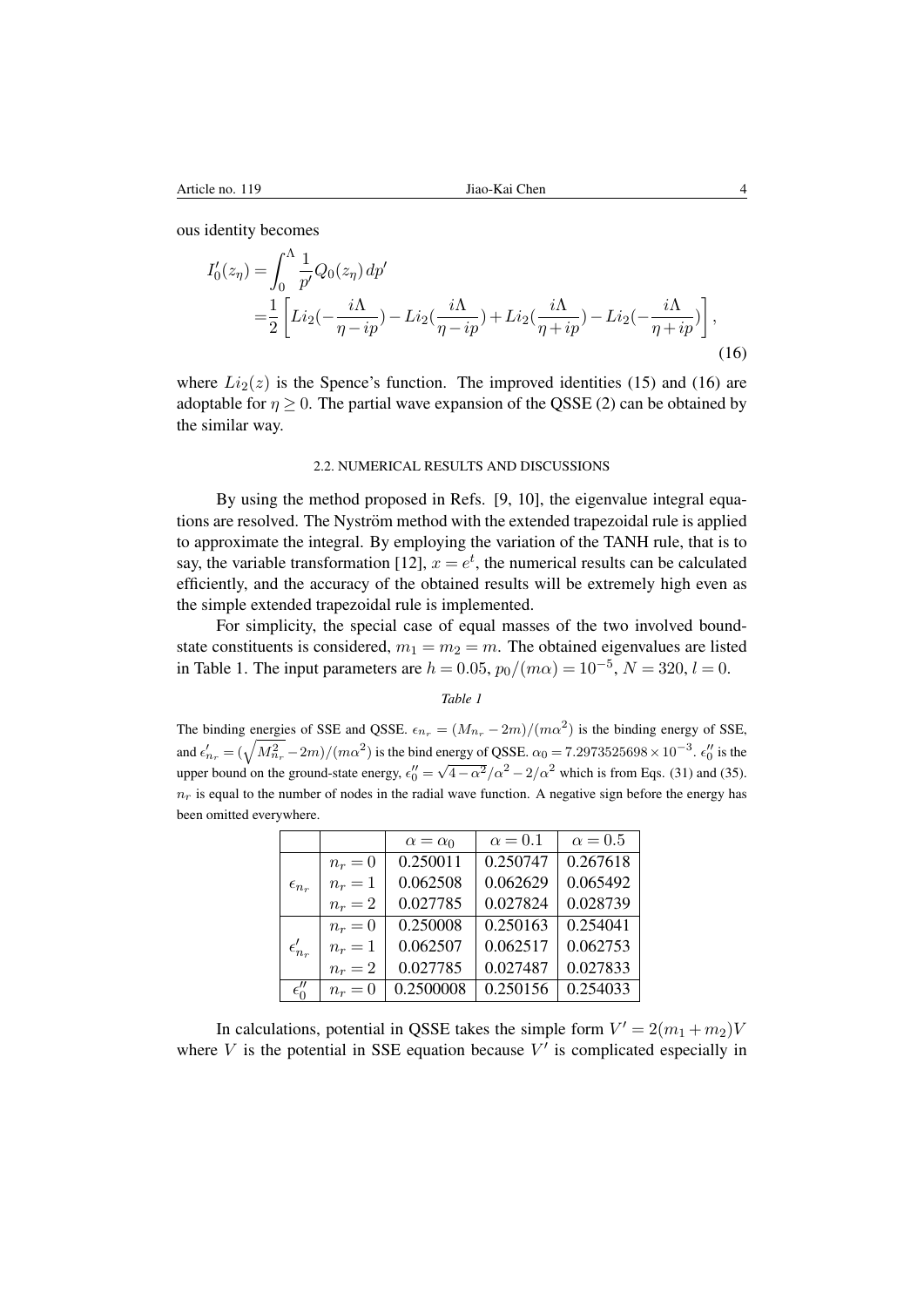ous identity becomes

$$
\begin{aligned}
I_0'(z_\eta) &= \int_0^\Lambda \frac{1}{p'} Q_0(z_\eta)\, dp' \\
&= \frac{1}{2}\left[ Li_2(-\frac{i\Lambda}{\eta - ip}) - Li_2(\frac{i\Lambda}{\eta - ip}) + Li_2(\frac{i\Lambda}{\eta + ip}) - Li_2(-\frac{i\Lambda}{\eta + ip}) \right],
\end{aligned}
\tag{16}
$$

where $Li_2(z)$ is the Spence's function. The improved identities (15) and (16) are adoptable for $\eta \geq 0$. The partial wave expansion of the QSSE (2) can be obtained by the similar way.

### 2.2. NUMERICAL RESULTS AND DISCUSSIONS

By using the method proposed in Refs. [9, 10], the eigenvalue integral equations are resolved. The Nyström method with the extended trapezoidal rule is applied to approximate the integral. By employing the variation of the TANH rule, that is to say, the variable transformation [12], $x = e^t$, the numerical results can be calculated efficiently, and the accuracy of the obtained results will be extremely high even as the simple extended trapezoidal rule is implemented.

For simplicity, the special case of equal masses of the two involved bound-state constituents is considered, $m_1 = m_2 = m$. The obtained eigenvalues are listed in Table 1. The input parameters are $h = 0.05$, $p_0/(m\alpha) = 10^{-5}$, $N = 320$, $l = 0$.

*Table 1*

The binding energies of SSE and QSSE. $\epsilon_{n_r} = (M_{n_r} - 2m)/(m\alpha^2)$ is the binding energy of SSE, and $\epsilon'_{n_r} = (\sqrt{M^2_{n_r}} - 2m)/(m\alpha^2)$ is the bind energy of QSSE. $\alpha_0 = 7.2973525698 \times 10^{-3}$. $\epsilon''_0$ is the upper bound on the ground-state energy, $\epsilon''_0 = \sqrt{4 - \alpha^2}/\alpha^2 - 2/\alpha^2$ which is from Eqs. (31) and (35). $n_r$ is equal to the number of nodes in the radial wave function. A negative sign before the energy has been omitted everywhere.

| | | $\alpha = \alpha_0$ | $\alpha = 0.1$ | $\alpha = 0.5$ |
|---|---|---|---|---|
| $\epsilon_{n_r}$ | $n_r = 0$ | 0.250011 | 0.250747 | 0.267618 |
| | $n_r = 1$ | 0.062508 | 0.062629 | 0.065492 |
| | $n_r = 2$ | 0.027785 | 0.027824 | 0.028739 |
| $\epsilon'_{n_r}$ | $n_r = 0$ | 0.250008 | 0.250163 | 0.254041 |
| | $n_r = 1$ | 0.062507 | 0.062517 | 0.062753 |
| | $n_r = 2$ | 0.027785 | 0.027487 | 0.027833 |
| $\epsilon''_0$ | $n_r = 0$ | 0.2500008 | 0.250156 | 0.254033 |

In calculations, potential in QSSE takes the simple form $V' = 2(m_1 + m_2)V$ where $V$ is the potential in SSE equation because $V'$ is complicated especially in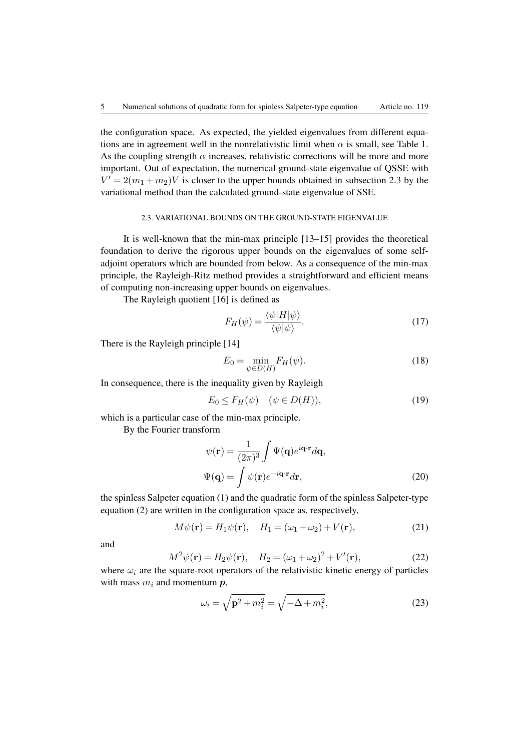the configuration space. As expected, the yielded eigenvalues from different equations are in agreement well in the nonrelativistic limit when $\alpha$ is small, see Table 1. As the coupling strength $\alpha$ increases, relativistic corrections will be more and more important. Out of expectation, the numerical ground-state eigenvalue of QSSE with $V' = 2(m_1 + m_2)V$ is closer to the upper bounds obtained in subsection 2.3 by the variational method than the calculated ground-state eigenvalue of SSE.

### 2.3. VARIATIONAL BOUNDS ON THE GROUND-STATE EIGENVALUE

It is well-known that the min-max principle [13–15] provides the theoretical foundation to derive the rigorous upper bounds on the eigenvalues of some self-adjoint operators which are bounded from below. As a consequence of the min-max principle, the Rayleigh-Ritz method provides a straightforward and efficient means of computing non-increasing upper bounds on eigenvalues.

The Rayleigh quotient [16] is defined as

$$F_H(\psi) = \frac{\langle \psi | H | \psi \rangle}{\langle \psi | \psi \rangle}. \tag{17}$$

There is the Rayleigh principle [14]

$$E_0 = \min_{\psi \in D(H)} F_H(\psi). \tag{18}$$

In consequence, there is the inequality given by Rayleigh

$$E_0 \leq F_H(\psi) \quad (\psi \in D(H)), \tag{19}$$

which is a particular case of the min-max principle.

By the Fourier transform

$$\psi(\mathbf{r}) = \frac{1}{(2\pi)^3} \int \Psi(\mathbf{q}) e^{i\mathbf{q}\cdot\mathbf{r}} d\mathbf{q},$$
$$\Psi(\mathbf{q}) = \int \psi(\mathbf{r}) e^{-i\mathbf{q}\cdot\mathbf{r}} d\mathbf{r}, \tag{20}$$

the spinless Salpeter equation (1) and the quadratic form of the spinless Salpeter-type equation (2) are written in the configuration space as, respectively,

$$M\psi(\mathbf{r}) = H_1\psi(\mathbf{r}), \quad H_1 = (\omega_1 + \omega_2) + V(\mathbf{r}), \tag{21}$$

and

$$M^2\psi(\mathbf{r}) = H_2\psi(\mathbf{r}), \quad H_2 = (\omega_1 + \omega_2)^2 + V'(\mathbf{r}), \tag{22}$$

where $\omega_i$ are the square-root operators of the relativistic kinetic energy of particles with mass $m_i$ and momentum $\boldsymbol{p}$,

$$\omega_i = \sqrt{\mathbf{p}^2 + m_i^2} = \sqrt{-\Delta + m_i^2}, \tag{23}$$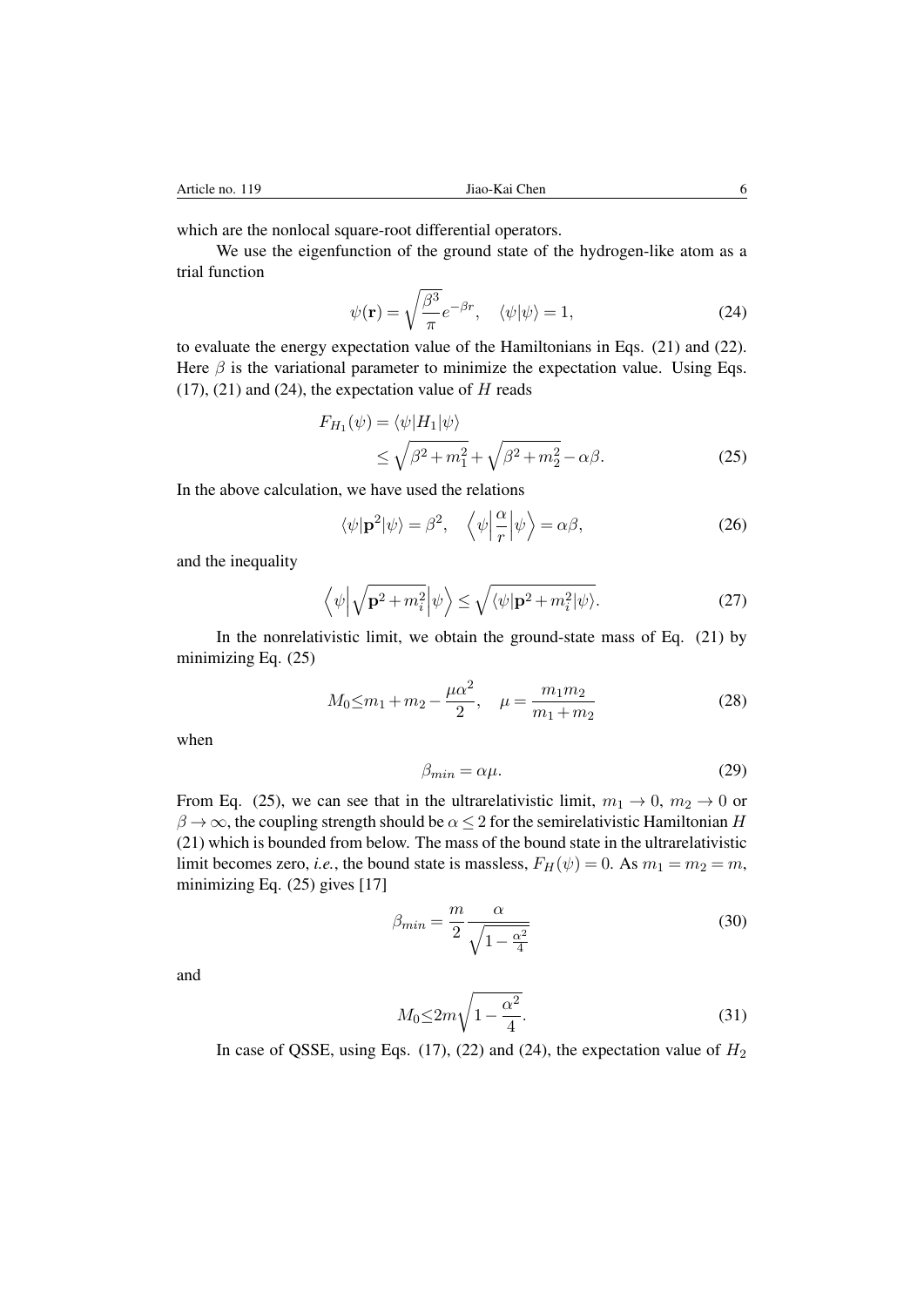which are the nonlocal square-root differential operators.

We use the eigenfunction of the ground state of the hydrogen-like atom as a trial function

$$\psi(\mathbf{r}) = \sqrt{\frac{\beta^3}{\pi}} e^{-\beta r}, \quad \langle \psi | \psi \rangle = 1, \tag{24}$$

to evaluate the energy expectation value of the Hamiltonians in Eqs. (21) and (22). Here $\beta$ is the variational parameter to minimize the expectation value. Using Eqs. (17), (21) and (24), the expectation value of $H$ reads

$$\begin{aligned} F_{H_1}(\psi) &= \langle \psi | H_1 | \psi \rangle \\ &\leq \sqrt{\beta^2 + m_1^2} + \sqrt{\beta^2 + m_2^2} - \alpha\beta. \end{aligned} \tag{25}$$

In the above calculation, we have used the relations

$$\langle \psi | \mathbf{p}^2 | \psi \rangle = \beta^2, \quad \left\langle \psi \middle| \frac{\alpha}{r} \middle| \psi \right\rangle = \alpha\beta, \tag{26}$$

and the inequality

$$\left\langle \psi \middle| \sqrt{\mathbf{p}^2 + m_i^2} \middle| \psi \right\rangle \leq \sqrt{\langle \psi | \mathbf{p}^2 + m_i^2 | \psi \rangle}. \tag{27}$$

In the nonrelativistic limit, we obtain the ground-state mass of Eq. (21) by minimizing Eq. (25)

$$M_0 \leq m_1 + m_2 - \frac{\mu\alpha^2}{2}, \quad \mu = \frac{m_1 m_2}{m_1 + m_2} \tag{28}$$

when

$$\beta_{min} = \alpha\mu. \tag{29}$$

From Eq. (25), we can see that in the ultrarelativistic limit, $m_1 \to 0$, $m_2 \to 0$ or $\beta \to \infty$, the coupling strength should be $\alpha \leq 2$ for the semirelativistic Hamiltonian $H$ (21) which is bounded from below. The mass of the bound state in the ultrarelativistic limit becomes zero, *i.e.*, the bound state is massless, $F_H(\psi) = 0$. As $m_1 = m_2 = m$, minimizing Eq. (25) gives [17]

$$\beta_{min} = \frac{m}{2} \frac{\alpha}{\sqrt{1 - \frac{\alpha^2}{4}}} \tag{30}$$

and

$$M_0 \leq 2m\sqrt{1 - \frac{\alpha^2}{4}}. \tag{31}$$

In case of QSSE, using Eqs. (17), (22) and (24), the expectation value of $H_2$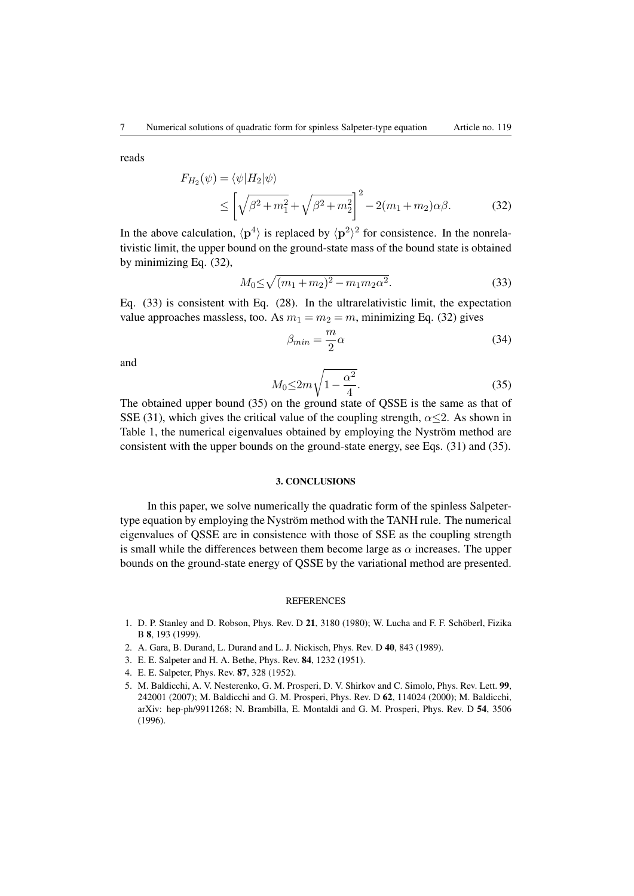reads

$$F_{H_2}(\psi) = \langle\psi|H_2|\psi\rangle$$
$$\leq \left[\sqrt{\beta^2+m_1^2}+\sqrt{\beta^2+m_2^2}\right]^2 - 2(m_1+m_2)\alpha\beta. \tag{32}$$

In the above calculation, $\langle \mathbf{p}^4\rangle$ is replaced by $\langle \mathbf{p}^2\rangle^2$ for consistence. In the nonrelativistic limit, the upper bound on the ground-state mass of the bound state is obtained by minimizing Eq. (32),

$$M_0 \leq \sqrt{(m_1+m_2)^2 - m_1 m_2 \alpha^2}. \tag{33}$$

Eq. (33) is consistent with Eq. (28). In the ultrarelativistic limit, the expectation value approaches massless, too. As $m_1 = m_2 = m$, minimizing Eq. (32) gives

$$\beta_{min} = \frac{m}{2}\alpha \tag{34}$$

and

$$M_0 \leq 2m\sqrt{1-\frac{\alpha^2}{4}}. \tag{35}$$

The obtained upper bound (35) on the ground state of QSSE is the same as that of SSE (31), which gives the critical value of the coupling strength, $\alpha \leq 2$. As shown in Table 1, the numerical eigenvalues obtained by employing the Nyström method are consistent with the upper bounds on the ground-state energy, see Eqs. (31) and (35).

## 3. CONCLUSIONS

In this paper, we solve numerically the quadratic form of the spinless Salpeter-type equation by employing the Nyström method with the TANH rule. The numerical eigenvalues of QSSE are in consistence with those of SSE as the coupling strength is small while the differences between them become large as $\alpha$ increases. The upper bounds on the ground-state energy of QSSE by the variational method are presented.

## REFERENCES

1. D. P. Stanley and D. Robson, Phys. Rev. D **21**, 3180 (1980); W. Lucha and F. F. Schöberl, Fizika B **8**, 193 (1999).
2. A. Gara, B. Durand, L. Durand and L. J. Nickisch, Phys. Rev. D **40**, 843 (1989).
3. E. E. Salpeter and H. A. Bethe, Phys. Rev. **84**, 1232 (1951).
4. E. E. Salpeter, Phys. Rev. **87**, 328 (1952).
5. M. Baldicchi, A. V. Nesterenko, G. M. Prosperi, D. V. Shirkov and C. Simolo, Phys. Rev. Lett. **99**, 242001 (2007); M. Baldicchi and G. M. Prosperi, Phys. Rev. D **62**, 114024 (2000); M. Baldicchi, arXiv: hep-ph/9911268; N. Brambilla, E. Montaldi and G. M. Prosperi, Phys. Rev. D **54**, 3506 (1996).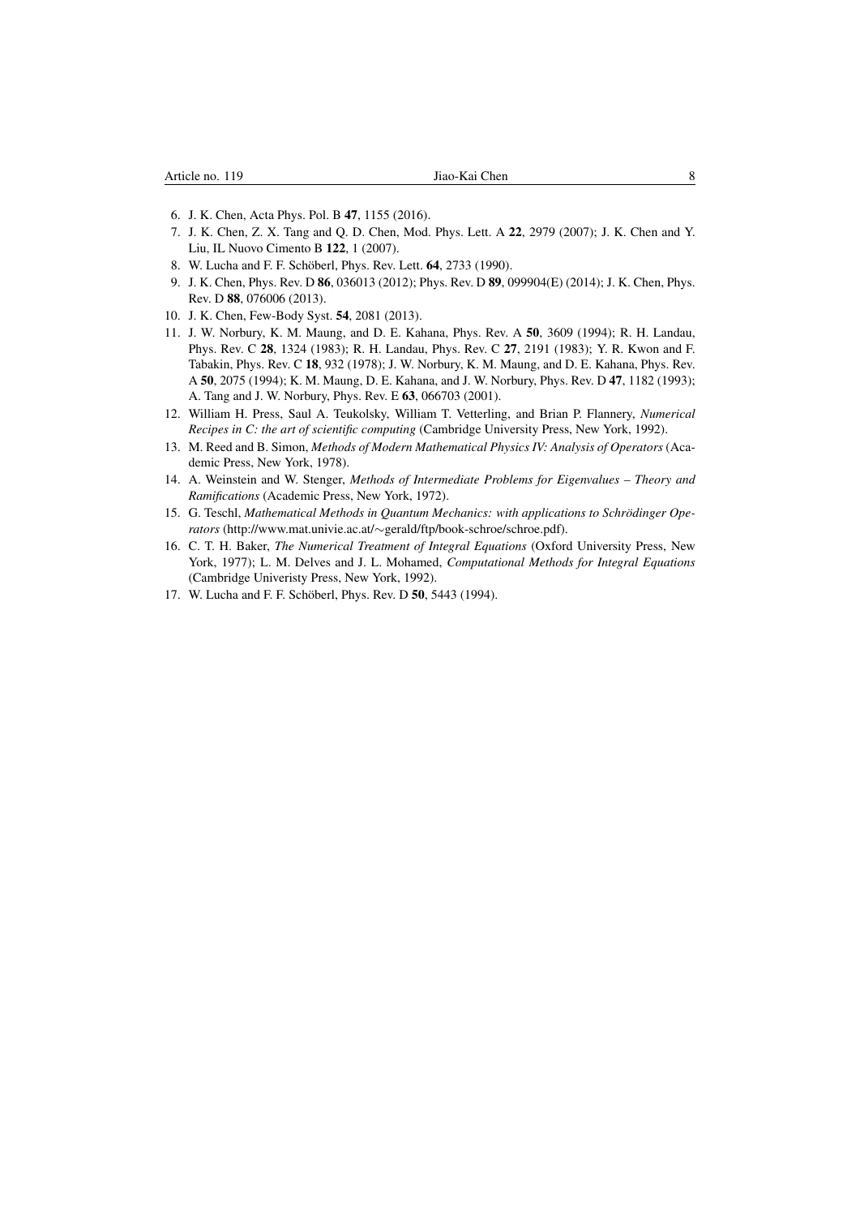6. J. K. Chen, Acta Phys. Pol. B **47**, 1155 (2016).
7. J. K. Chen, Z. X. Tang and Q. D. Chen, Mod. Phys. Lett. A **22**, 2979 (2007); J. K. Chen and Y. Liu, IL Nuovo Cimento B **122**, 1 (2007).
8. W. Lucha and F. F. Schöberl, Phys. Rev. Lett. **64**, 2733 (1990).
9. J. K. Chen, Phys. Rev. D **86**, 036013 (2012); Phys. Rev. D **89**, 099904(E) (2014); J. K. Chen, Phys. Rev. D **88**, 076006 (2013).
10. J. K. Chen, Few-Body Syst. **54**, 2081 (2013).
11. J. W. Norbury, K. M. Maung, and D. E. Kahana, Phys. Rev. A **50**, 3609 (1994); R. H. Landau, Phys. Rev. C **28**, 1324 (1983); R. H. Landau, Phys. Rev. C **27**, 2191 (1983); Y. R. Kwon and F. Tabakin, Phys. Rev. C **18**, 932 (1978); J. W. Norbury, K. M. Maung, and D. E. Kahana, Phys. Rev. A **50**, 2075 (1994); K. M. Maung, D. E. Kahana, and J. W. Norbury, Phys. Rev. D **47**, 1182 (1993); A. Tang and J. W. Norbury, Phys. Rev. E **63**, 066703 (2001).
12. William H. Press, Saul A. Teukolsky, William T. Vetterling, and Brian P. Flannery, *Numerical Recipes in C: the art of scientific computing* (Cambridge University Press, New York, 1992).
13. M. Reed and B. Simon, *Methods of Modern Mathematical Physics IV: Analysis of Operators* (Academic Press, New York, 1978).
14. A. Weinstein and W. Stenger, *Methods of Intermediate Problems for Eigenvalues – Theory and Ramifications* (Academic Press, New York, 1972).
15. G. Teschl, *Mathematical Methods in Quantum Mechanics: with applications to Schrödinger Operators* (http://www.mat.univie.ac.at/∼gerald/ftp/book-schroe/schroe.pdf).
16. C. T. H. Baker, *The Numerical Treatment of Integral Equations* (Oxford University Press, New York, 1977); L. M. Delves and J. L. Mohamed, *Computational Methods for Integral Equations* (Cambridge Univeristy Press, New York, 1992).
17. W. Lucha and F. F. Schöberl, Phys. Rev. D **50**, 5443 (1994).